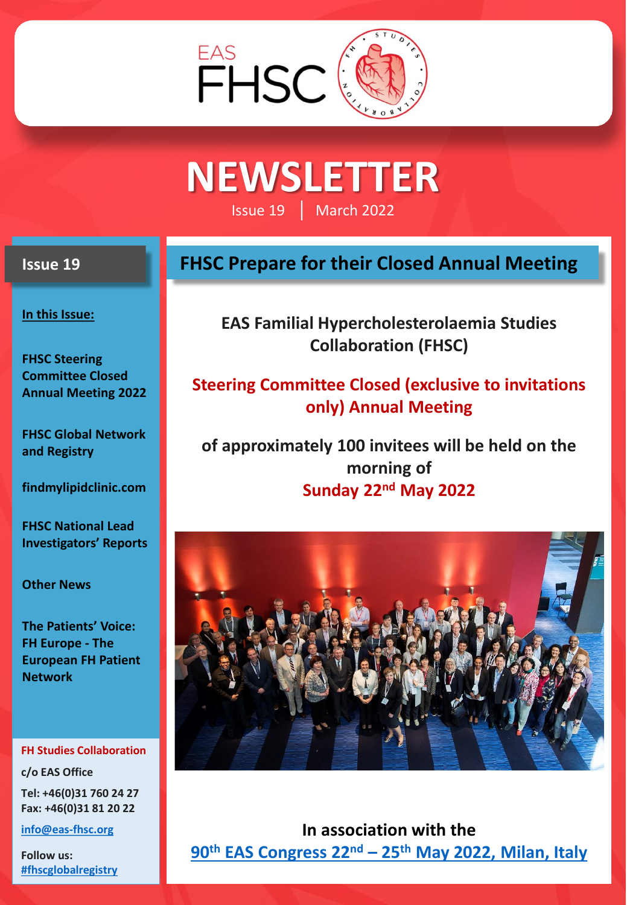EAS FHSC

# NEWSLETTER

Issue 19 | March 2022

## Issue 19

**In this Issue:**

- **FHSC Steering Committee Closed Annual Meeting 2022**
- **FHSC Global Network and Registry**
- **findmylipidclinic.com**
- **FHSC National Lead Investigators' Reports**
- **Other News**
- **The Patients' Voice: FH Europe - The European FH Patient Network**

**FH Studies Collaboration**

c/o EAS Office

Tel: +46(0)31 760 24 27
Fax: +46(0)31 81 20 22

info@eas-fhsc.org

Follow us:
#fhscglobalregistry

## FHSC Prepare for their Closed Annual Meeting

**EAS Familial Hypercholesterolaemia Studies Collaboration (FHSC)**

**Steering Committee Closed (exclusive to invitations only) Annual Meeting**

**of approximately 100 invitees will be held on the morning of Sunday 22nd May 2022**

**In association with the 90th EAS Congress 22nd – 25th May 2022, Milan, Italy**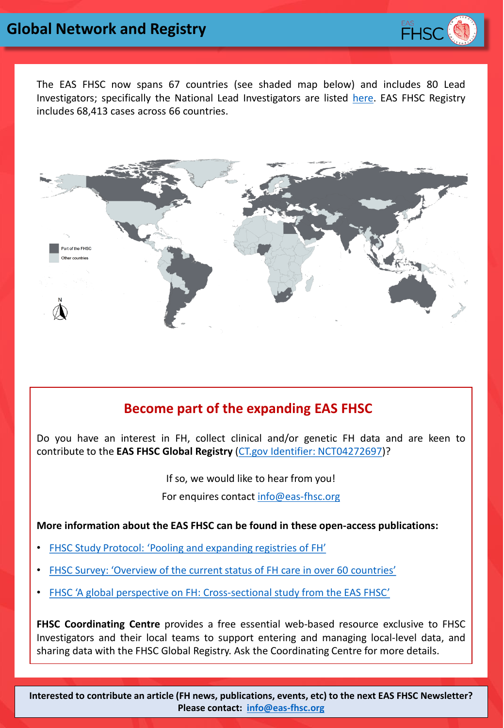# Global Network and Registry

The EAS FHSC now spans 67 countries (see shaded map below) and includes 80 Lead Investigators; specifically the National Lead Investigators are listed here. EAS FHSC Registry includes 68,413 cases across 66 countries.

Part of the FHSC

Other countries

## Become part of the expanding EAS FHSC

Do you have an interest in FH, collect clinical and/or genetic FH data and are keen to contribute to the **EAS FHSC Global Registry** (CT.gov Identifier: NCT04272697)?

If so, we would like to hear from you!

For enquires contact info@eas-fhsc.org

**More information about the EAS FHSC can be found in these open-access publications:**

- FHSC Study Protocol: 'Pooling and expanding registries of FH'
- FHSC Survey: 'Overview of the current status of FH care in over 60 countries'
- FHSC 'A global perspective on FH: Cross-sectional study from the EAS FHSC'

**FHSC Coordinating Centre** provides a free essential web-based resource exclusive to FHSC Investigators and their local teams to support entering and managing local-level data, and sharing data with the FHSC Global Registry. Ask the Coordinating Centre for more details.

**Interested to contribute an article (FH news, publications, events, etc) to the next EAS FHSC Newsletter? Please contact: info@eas-fhsc.org**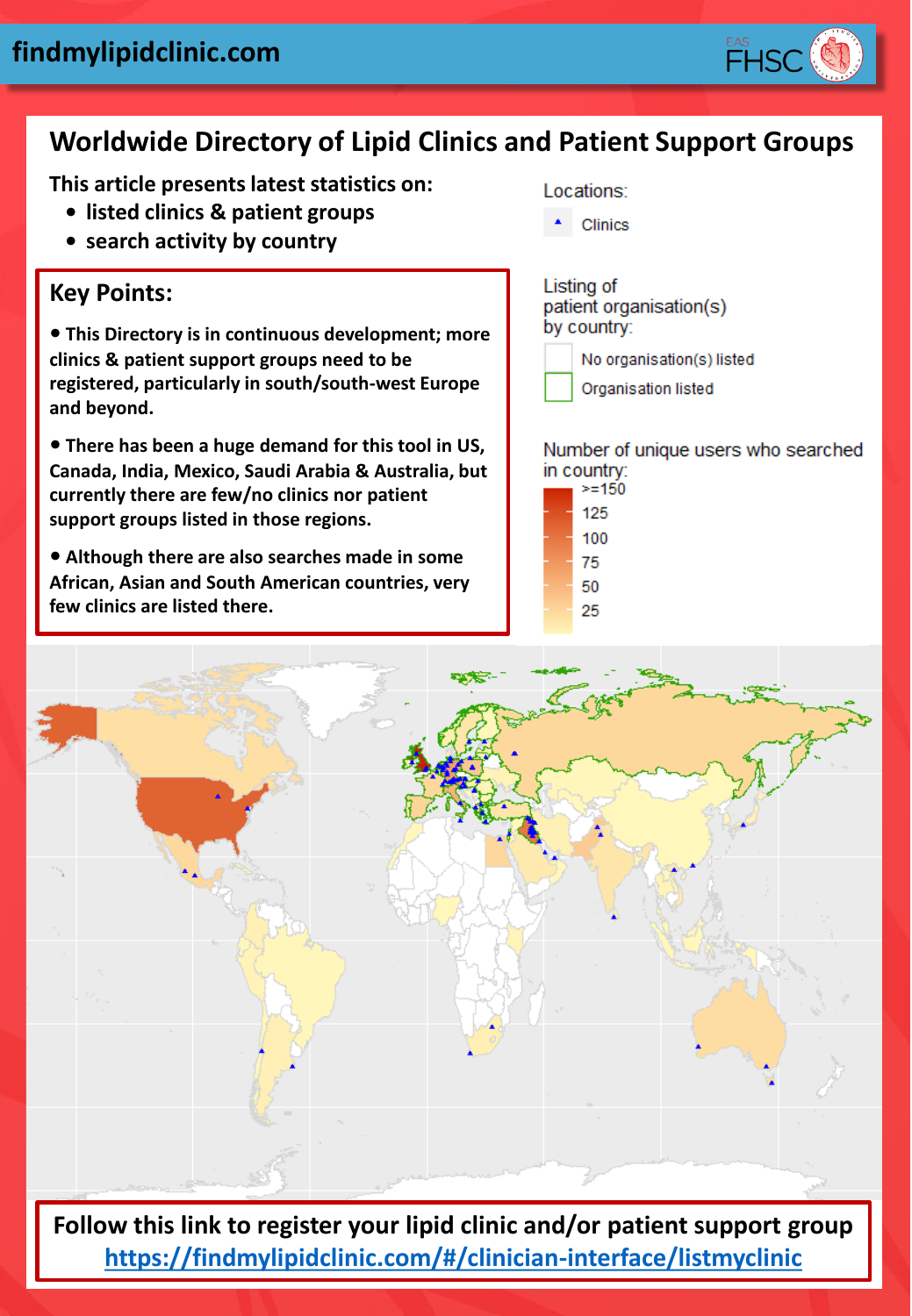findmylipidclinic.com

# Worldwide Directory of Lipid Clinics and Patient Support Groups

**This article presents latest statistics on:**

- **listed clinics & patient groups**
- **search activity by country**

## Key Points:

- **This Directory is in continuous development; more clinics & patient support groups need to be registered, particularly in south/south-west Europe and beyond.**
- **There has been a huge demand for this tool in US, Canada, India, Mexico, Saudi Arabia & Australia, but currently there are few/no clinics nor patient support groups listed in those regions.**
- **Although there are also searches made in some African, Asian and South American countries, very few clinics are listed there.**

Locations:

- Clinics

Listing of patient organisation(s) by country:

- No organisation(s) listed
- Organisation listed

Number of unique users who searched in country:

>=150, 125, 100, 75, 50, 25

**Follow this link to register your lipid clinic and/or patient support group**
**https://findmylipidclinic.com/#/clinician-interface/listmyclinic**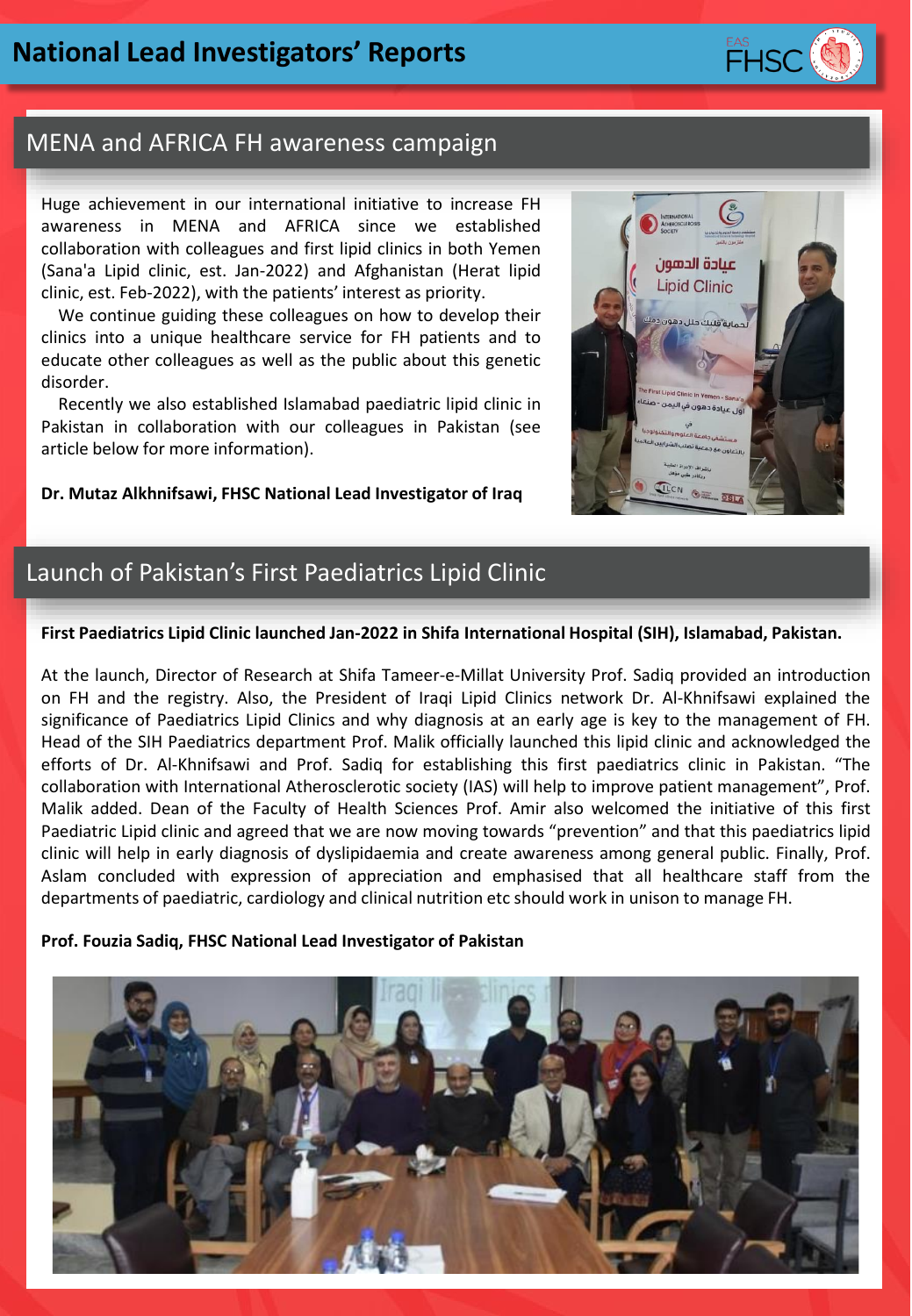# National Lead Investigators' Reports

## MENA and AFRICA FH awareness campaign

Huge achievement in our international initiative to increase FH awareness in MENA and AFRICA since we established collaboration with colleagues and first lipid clinics in both Yemen (Sana'a Lipid clinic, est. Jan-2022) and Afghanistan (Herat lipid clinic, est. Feb-2022), with the patients' interest as priority.

We continue guiding these colleagues on how to develop their clinics into a unique healthcare service for FH patients and to educate other colleagues as well as the public about this genetic disorder.

Recently we also established Islamabad paediatric lipid clinic in Pakistan in collaboration with our colleagues in Pakistan (see article below for more information).

**Dr. Mutaz Alkhnifsawi, FHSC National Lead Investigator of Iraq**

## Launch of Pakistan's First Paediatrics Lipid Clinic

**First Paediatrics Lipid Clinic launched Jan-2022 in Shifa International Hospital (SIH), Islamabad, Pakistan.**

At the launch, Director of Research at Shifa Tameer-e-Millat University Prof. Sadiq provided an introduction on FH and the registry. Also, the President of Iraqi Lipid Clinics network Dr. Al-Khnifsawi explained the significance of Paediatrics Lipid Clinics and why diagnosis at an early age is key to the management of FH. Head of the SIH Paediatrics department Prof. Malik officially launched this lipid clinic and acknowledged the efforts of Dr. Al-Khnifsawi and Prof. Sadiq for establishing this first paediatrics clinic in Pakistan. "The collaboration with International Atherosclerotic society (IAS) will help to improve patient management", Prof. Malik added. Dean of the Faculty of Health Sciences Prof. Amir also welcomed the initiative of this first Paediatric Lipid clinic and agreed that we are now moving towards "prevention" and that this paediatrics lipid clinic will help in early diagnosis of dyslipidaemia and create awareness among general public. Finally, Prof. Aslam concluded with expression of appreciation and emphasised that all healthcare staff from the departments of paediatric, cardiology and clinical nutrition etc should work in unison to manage FH.

**Prof. Fouzia Sadiq, FHSC National Lead Investigator of Pakistan**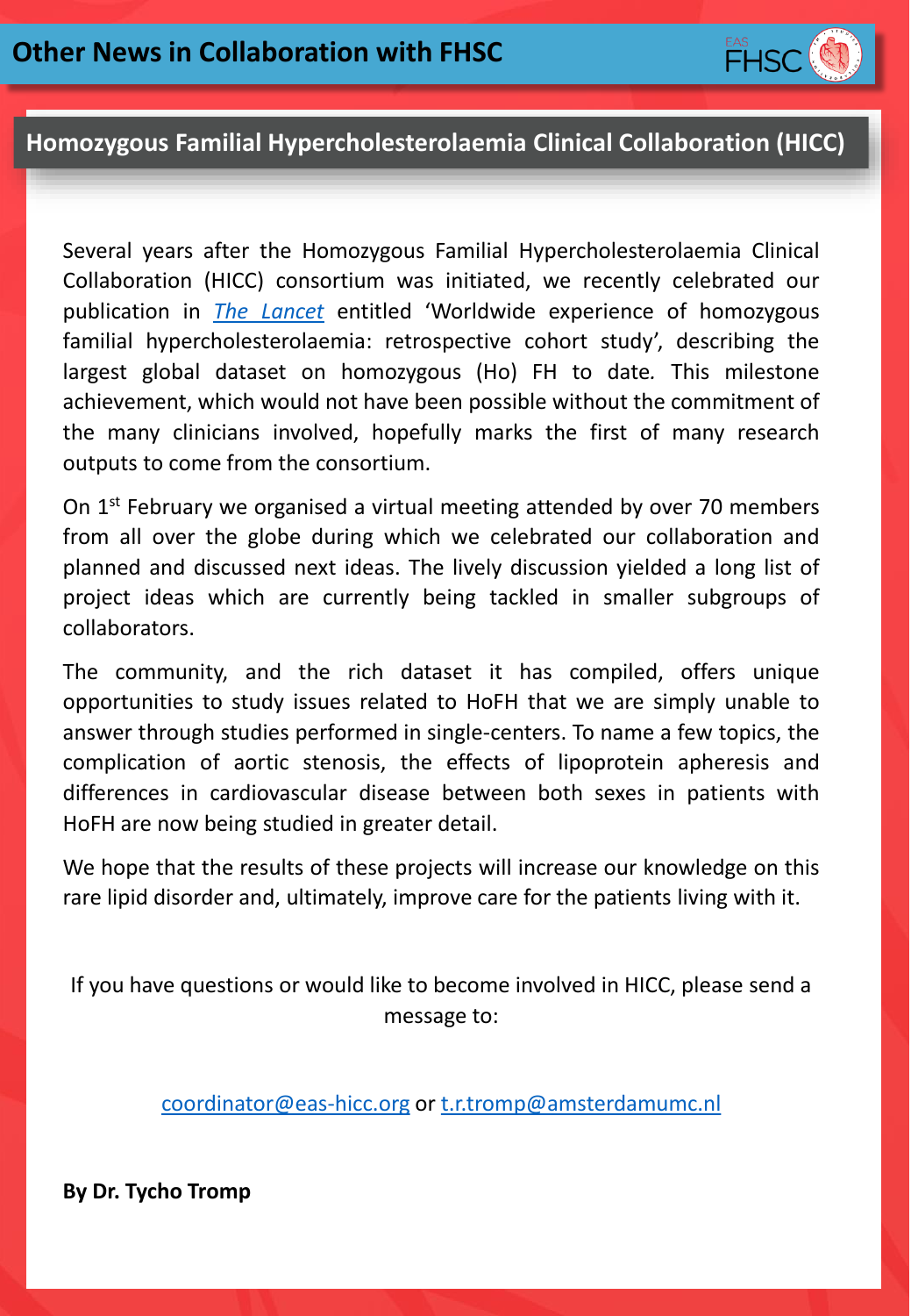## Other News in Collaboration with FHSC

### Homozygous Familial Hypercholesterolaemia Clinical Collaboration (HICC)

Several years after the Homozygous Familial Hypercholesterolaemia Clinical Collaboration (HICC) consortium was initiated, we recently celebrated our publication in *The Lancet* entitled 'Worldwide experience of homozygous familial hypercholesterolaemia: retrospective cohort study', describing the largest global dataset on homozygous (Ho) FH to date. This milestone achievement, which would not have been possible without the commitment of the many clinicians involved, hopefully marks the first of many research outputs to come from the consortium.

On 1st February we organised a virtual meeting attended by over 70 members from all over the globe during which we celebrated our collaboration and planned and discussed next ideas. The lively discussion yielded a long list of project ideas which are currently being tackled in smaller subgroups of collaborators.

The community, and the rich dataset it has compiled, offers unique opportunities to study issues related to HoFH that we are simply unable to answer through studies performed in single-centers. To name a few topics, the complication of aortic stenosis, the effects of lipoprotein apheresis and differences in cardiovascular disease between both sexes in patients with HoFH are now being studied in greater detail.

We hope that the results of these projects will increase our knowledge on this rare lipid disorder and, ultimately, improve care for the patients living with it.

If you have questions or would like to become involved in HICC, please send a message to:

coordinator@eas-hicc.org or t.r.tromp@amsterdamumc.nl

**By Dr. Tycho Tromp**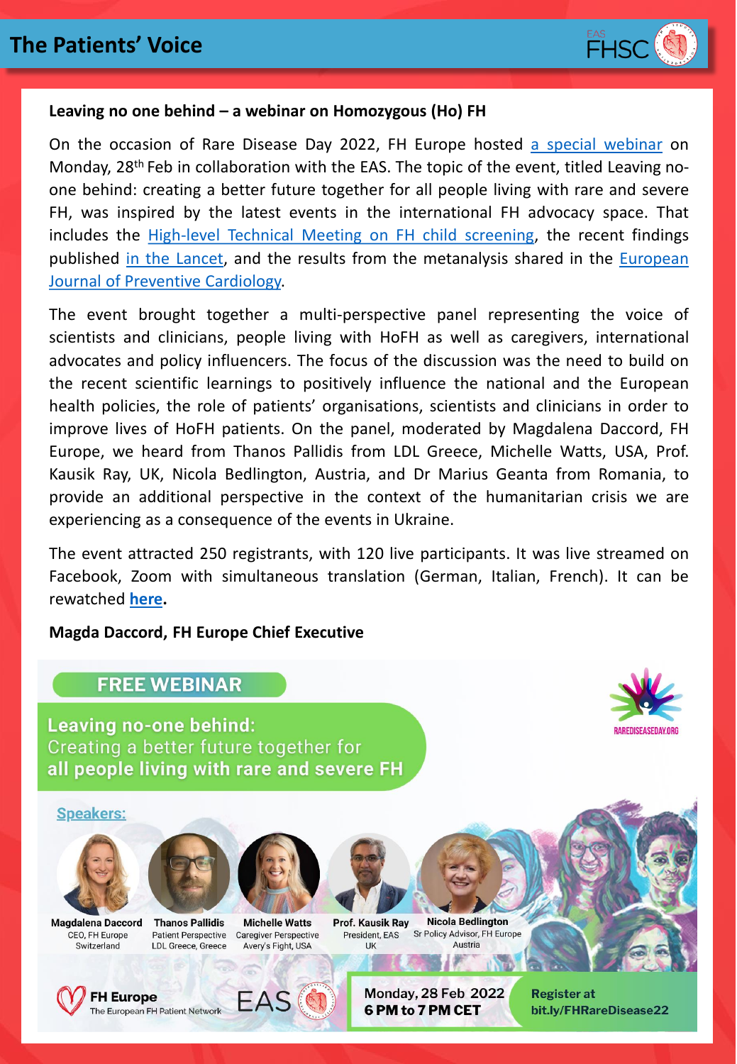# The Patients' Voice

**Leaving no one behind – a webinar on Homozygous (Ho) FH**

On the occasion of Rare Disease Day 2022, FH Europe hosted a special webinar on Monday, 28th Feb in collaboration with the EAS. The topic of the event, titled Leaving no-one behind: creating a better future together for all people living with rare and severe FH, was inspired by the latest events in the international FH advocacy space. That includes the High-level Technical Meeting on FH child screening, the recent findings published in the Lancet, and the results from the metanalysis shared in the European Journal of Preventive Cardiology.

The event brought together a multi-perspective panel representing the voice of scientists and clinicians, people living with HoFH as well as caregivers, international advocates and policy influencers. The focus of the discussion was the need to build on the recent scientific learnings to positively influence the national and the European health policies, the role of patients' organisations, scientists and clinicians in order to improve lives of HoFH patients. On the panel, moderated by Magdalena Daccord, FH Europe, we heard from Thanos Pallidis from LDL Greece, Michelle Watts, USA, Prof. Kausik Ray, UK, Nicola Bedlington, Austria, and Dr Marius Geanta from Romania, to provide an additional perspective in the context of the humanitarian crisis we are experiencing as a consequence of the events in Ukraine.

The event attracted 250 registrants, with 120 live participants. It was live streamed on Facebook, Zoom with simultaneous translation (German, Italian, French). It can be rewatched **here**.

**Magda Daccord, FH Europe Chief Executive**

FREE WEBINAR

**Leaving no-one behind:**
Creating a better future together for
**all people living with rare and severe FH**

RAREDISEASEDAY.ORG

Speakers:

Magdalena Daccord
CEO, FH Europe
Switzerland

Thanos Pallidis
Patient Perspective
LDL Greece, Greece

Michelle Watts
Caregiver Perspective
Avery's Fight, USA

Prof. Kausik Ray
President, EAS
UK

Nicola Bedlington
Sr Policy Advisor, FH Europe
Austria

FH Europe
The European FH Patient Network

EAS

Monday, 28 Feb 2022
6 PM to 7 PM CET

Register at
bit.ly/FHRareDisease22